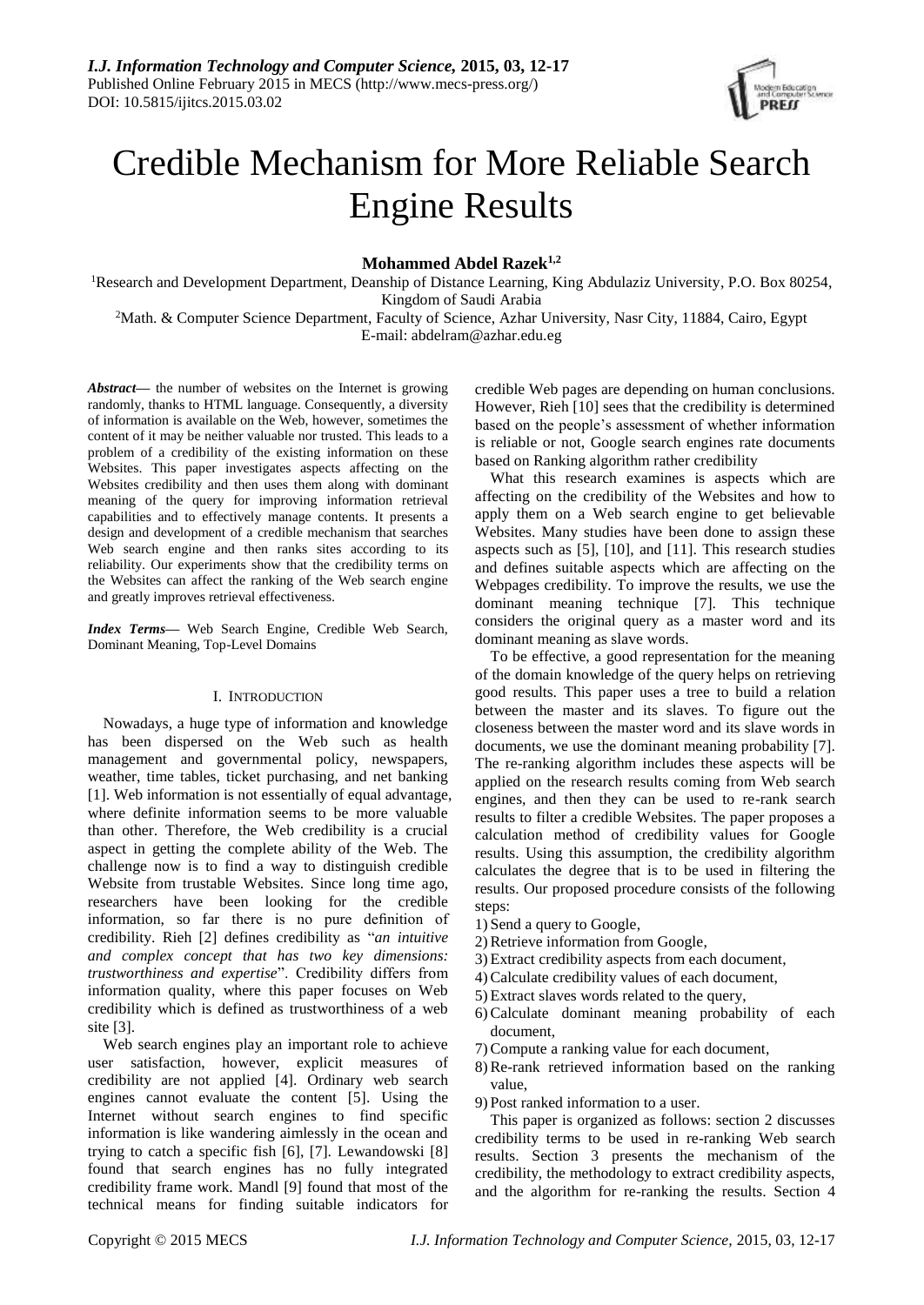# Credible Mechanism for More Reliable Search Engine Results

**Mohammed Abdel Razek[1,2]**

[1]Research and Development Department, Deanship of Distance Learning, King Abdulaziz University, P.O. Box 80254, Kingdom of Saudi Arabia

[2]Math. & Computer Science Department, Faculty of Science, Azhar University, Nasr City, 11884, Cairo, Egypt

E-mail: abdelram@azhar.edu.eg

***Abstract***— the number of websites on the Internet is growing randomly, thanks to HTML language. Consequently, a diversity of information is available on the Web, however, sometimes the content of it may be neither valuable nor trusted. This leads to a problem of a credibility of the existing information on these Websites. This paper investigates aspects affecting on the Websites credibility and then uses them along with dominant meaning of the query for improving information retrieval capabilities and to effectively manage contents. It presents a design and development of a credible mechanism that searches Web search engine and then ranks sites according to its reliability. Our experiments show that the credibility terms on the Websites can affect the ranking of the Web search engine and greatly improves retrieval effectiveness.

***Index Terms***— Web Search Engine, Credible Web Search, Dominant Meaning, Top-Level Domains

## I. INTRODUCTION

Nowadays, a huge type of information and knowledge has been dispersed on the Web such as health management and governmental policy, newspapers, weather, time tables, ticket purchasing, and net banking [1]. Web information is not essentially of equal advantage, where definite information seems to be more valuable than other. Therefore, the Web credibility is a crucial aspect in getting the complete ability of the Web. The challenge now is to find a way to distinguish credible Website from trustable Websites. Since long time ago, researchers have been looking for the credible information, so far there is no pure definition of credibility. Rieh [2] defines credibility as "*an intuitive and complex concept that has two key dimensions: trustworthiness and expertise*". Credibility differs from information quality, where this paper focuses on Web credibility which is defined as trustworthiness of a web site [3].

Web search engines play an important role to achieve user satisfaction, however, explicit measures of credibility are not applied [4]. Ordinary web search engines cannot evaluate the content [5]. Using the Internet without search engines to find specific information is like wandering aimlessly in the ocean and trying to catch a specific fish [6], [7]. Lewandowski [8] found that search engines has no fully integrated credibility frame work. Mandl [9] found that most of the technical means for finding suitable indicators for credible Web pages are depending on human conclusions. However, Rieh [10] sees that the credibility is determined based on the people's assessment of whether information is reliable or not, Google search engines rate documents based on Ranking algorithm rather credibility

What this research examines is aspects which are affecting on the credibility of the Websites and how to apply them on a Web search engine to get believable Websites. Many studies have been done to assign these aspects such as [5], [10], and [11]. This research studies and defines suitable aspects which are affecting on the Webpages credibility. To improve the results, we use the dominant meaning technique [7]. This technique considers the original query as a master word and its dominant meaning as slave words.

To be effective, a good representation for the meaning of the domain knowledge of the query helps on retrieving good results. This paper uses a tree to build a relation between the master and its slaves. To figure out the closeness between the master word and its slave words in documents, we use the dominant meaning probability [7]. The re-ranking algorithm includes these aspects will be applied on the research results coming from Web search engines, and then they can be used to re-rank search results to filter a credible Websites. The paper proposes a calculation method of credibility values for Google results. Using this assumption, the credibility algorithm calculates the degree that is to be used in filtering the results. Our proposed procedure consists of the following steps:

1) Send a query to Google,
2) Retrieve information from Google,
3) Extract credibility aspects from each document,
4) Calculate credibility values of each document,
5) Extract slaves words related to the query,
6) Calculate dominant meaning probability of each document,
7) Compute a ranking value for each document,
8) Re-rank retrieved information based on the ranking value,
9) Post ranked information to a user.

This paper is organized as follows: section 2 discusses credibility terms to be used in re-ranking Web search results. Section 3 presents the mechanism of the credibility, the methodology to extract credibility aspects, and the algorithm for re-ranking the results. Section 4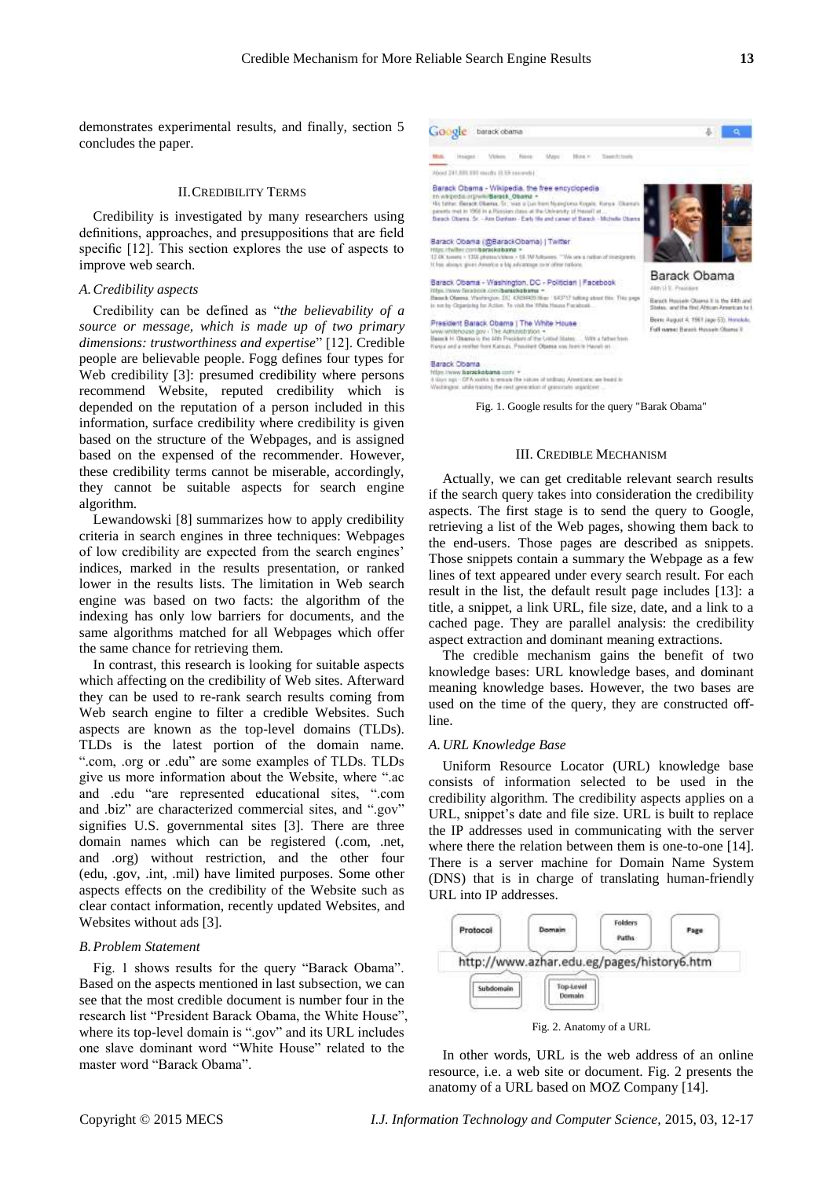demonstrates experimental results, and finally, section 5 concludes the paper.

## II. Credibility Terms

Credibility is investigated by many researchers using definitions, approaches, and presuppositions that are field specific [12]. This section explores the use of aspects to improve web search.

### A. Credibility aspects

Credibility can be defined as "*the believability of a source or message, which is made up of two primary dimensions: trustworthiness and expertise*" [12]. Credible people are believable people. Fogg defines four types for Web credibility [3]: presumed credibility where persons recommend Website, reputed credibility which is depended on the reputation of a person included in this information, surface credibility where credibility is given based on the structure of the Webpages, and is assigned based on the expensed of the recommender. However, these credibility terms cannot be miserable, accordingly, they cannot be suitable aspects for search engine algorithm.

Lewandowski [8] summarizes how to apply credibility criteria in search engines in three techniques: Webpages of low credibility are expected from the search engines' indices, marked in the results presentation, or ranked lower in the results lists. The limitation in Web search engine was based on two facts: the algorithm of the indexing has only low barriers for documents, and the same algorithms matched for all Webpages which offer the same chance for retrieving them.

In contrast, this research is looking for suitable aspects which affecting on the credibility of Web sites. Afterward they can be used to re-rank search results coming from Web search engine to filter a credible Websites. Such aspects are known as the top-level domains (TLDs). TLDs is the latest portion of the domain name. ".com, .org or .edu" are some examples of TLDs. TLDs give us more information about the Website, where ".ac and .edu "are represented educational sites, ".com and .biz" are characterized commercial sites, and ".gov" signifies U.S. governmental sites [3]. There are three domain names which can be registered (.com, .net, and .org) without restriction, and the other four (edu, .gov, .int, .mil) have limited purposes. Some other aspects effects on the credibility of the Website such as clear contact information, recently updated Websites, and Websites without ads [3].

### B. Problem Statement

Fig. 1 shows results for the query "Barack Obama". Based on the aspects mentioned in last subsection, we can see that the most credible document is number four in the research list "President Barack Obama, the White House", where its top-level domain is ".gov" and its URL includes one slave dominant word "White House" related to the master word "Barack Obama".

Fig. 1. Google results for the query "Barak Obama"

## III. Credible Mechanism

Actually, we can get creditable relevant search results if the search query takes into consideration the credibility aspects. The first stage is to send the query to Google, retrieving a list of the Web pages, showing them back to the end-users. Those pages are described as snippets. Those snippets contain a summary the Webpage as a few lines of text appeared under every search result. For each result in the list, the default result page includes [13]: a title, a snippet, a link URL, file size, date, and a link to a cached page. They are parallel analysis: the credibility aspect extraction and dominant meaning extractions.

The credible mechanism gains the benefit of two knowledge bases: URL knowledge bases, and dominant meaning knowledge bases. However, the two bases are used on the time of the query, they are constructed off-line.

### A. URL Knowledge Base

Uniform Resource Locator (URL) knowledge base consists of information selected to be used in the credibility algorithm. The credibility aspects applies on a URL, snippet's date and file size. URL is built to replace the IP addresses used in communicating with the server where there the relation between them is one-to-one [14]. There is a server machine for Domain Name System (DNS) that is in charge of translating human-friendly URL into IP addresses.

Fig. 2. Anatomy of a URL

In other words, URL is the web address of an online resource, i.e. a web site or document. Fig. 2 presents the anatomy of a URL based on MOZ Company [14].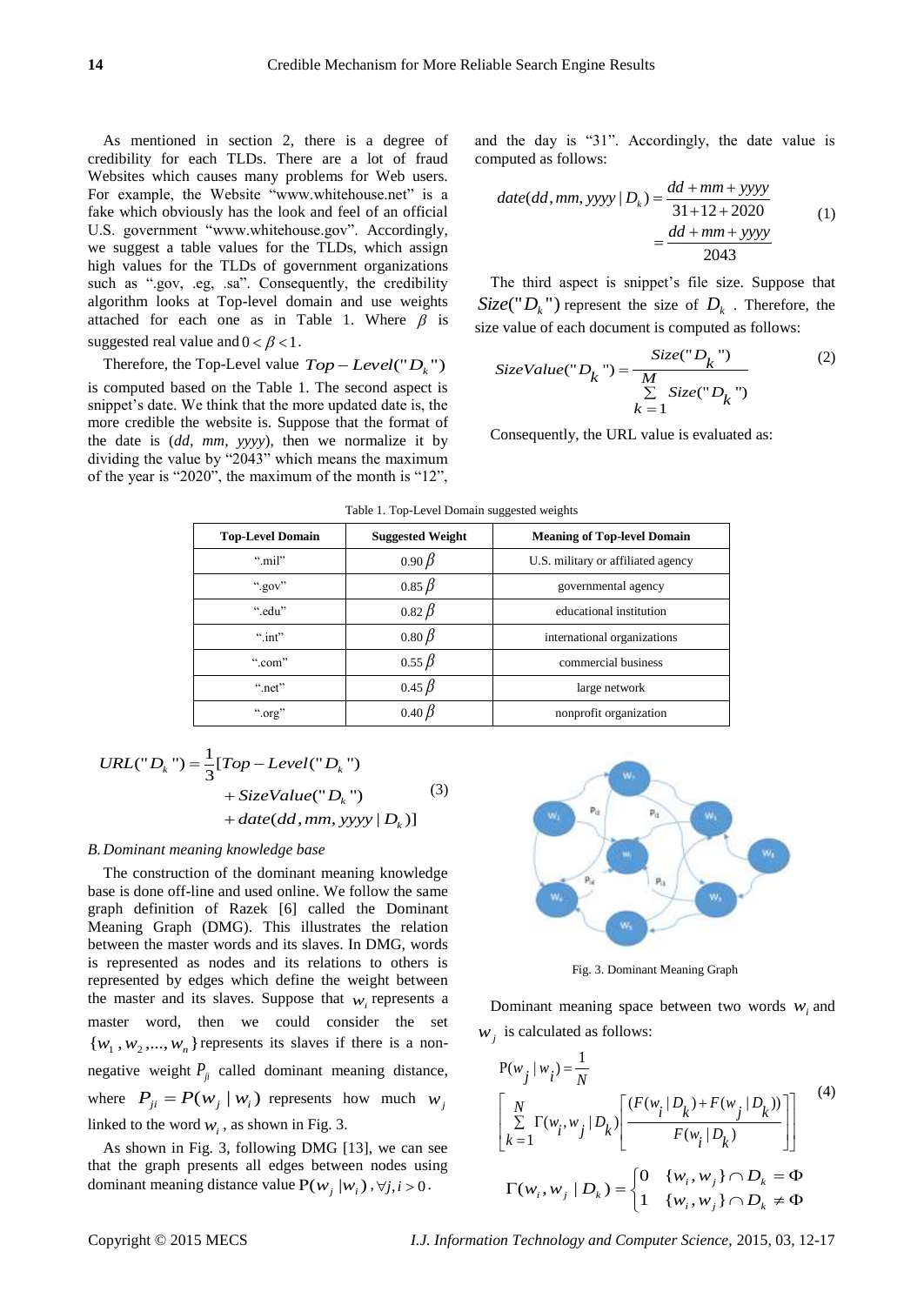As mentioned in section 2, there is a degree of credibility for each TLDs. There are a lot of fraud Websites which causes many problems for Web users. For example, the Website "www.whitehouse.net" is a fake which obviously has the look and feel of an official U.S. government "www.whitehouse.gov". Accordingly, we suggest a table values for the TLDs, which assign high values for the TLDs of government organizations such as ".gov, .eg, .sa". Consequently, the credibility algorithm looks at Top-level domain and use weights attached for each one as in Table 1. Where $\beta$ is suggested real value and $0 < \beta < 1$.

Therefore, the Top-Level value $Top-Level("D_k")$ is computed based on the Table 1. The second aspect is snippet's date. We think that the more updated date is, the more credible the website is. Suppose that the format of the date is (*dd, mm, yyyy*), then we normalize it by dividing the value by "2043" which means the maximum of the year is "2020", the maximum of the month is "12", and the day is "31". Accordingly, the date value is computed as follows:

$$date(dd, mm, yyyy \mid D_k) = \frac{dd + mm + yyyy}{31 + 12 + 2020} = \frac{dd + mm + yyyy}{2043} \quad (1)$$

The third aspect is snippet's file size. Suppose that $Size("D_k")$ represent the size of $D_k$. Therefore, the size value of each document is computed as follows:

$$SizeValue("D_k") = \frac{Size("D_k")}{\sum_{k=1}^{M} Size("D_k")} \quad (2)$$

Consequently, the URL value is evaluated as:

Table 1. Top-Level Domain suggested weights

| Top-Level Domain | Suggested Weight | Meaning of Top-level Domain |
|---|---|---|
| ".mil" | $0.90\,\beta$ | U.S. military or affiliated agency |
| ".gov" | $0.85\,\beta$ | governmental agency |
| ".edu" | $0.82\,\beta$ | educational institution |
| ".int" | $0.80\,\beta$ | international organizations |
| ".com" | $0.55\,\beta$ | commercial business |
| ".net" | $0.45\,\beta$ | large network |
| ".org" | $0.40\,\beta$ | nonprofit organization |

$$URL("D_k") = \frac{1}{3}[Top-Level("D_k") + SizeValue("D_k") + date(dd, mm, yyyy \mid D_k)] \quad (3)$$

### B. Dominant meaning knowledge base

The construction of the dominant meaning knowledge base is done off-line and used online. We follow the same graph definition of Razek [6] called the Dominant Meaning Graph (DMG). This illustrates the relation between the master words and its slaves. In DMG, words is represented as nodes and its relations to others is represented by edges which define the weight between the master and its slaves. Suppose that $w_i$ represents a master word, then we could consider the set $\{w_1, w_2, ..., w_n\}$ represents its slaves if there is a non-negative weight $P_{ji}$ called dominant meaning distance, where $P_{ji} = P(w_j \mid w_i)$ represents how much $w_j$ linked to the word $w_i$, as shown in Fig. 3.

As shown in Fig. 3, following DMG [13], we can see that the graph presents all edges between nodes using dominant meaning distance value $P(w_j \mid w_i), \forall j, i > 0$.

Fig. 3. Dominant Meaning Graph

Dominant meaning space between two words $w_i$ and $w_j$ is calculated as follows:

$$P(w_j \mid w_i) = \frac{1}{N} \left[ \sum_{k=1}^{N} \Gamma(w_i, w_j \mid D_k) \left[ \frac{(F(w_i \mid D_k) + F(w_j \mid D_k))}{F(w_i \mid D_k)} \right] \right] \quad (4)$$

$$\Gamma(w_i, w_j \mid D_k) = \begin{cases} 0 & \{w_i, w_j\} \cap D_k = \Phi \\ 1 & \{w_i, w_j\} \cap D_k \neq \Phi \end{cases}$$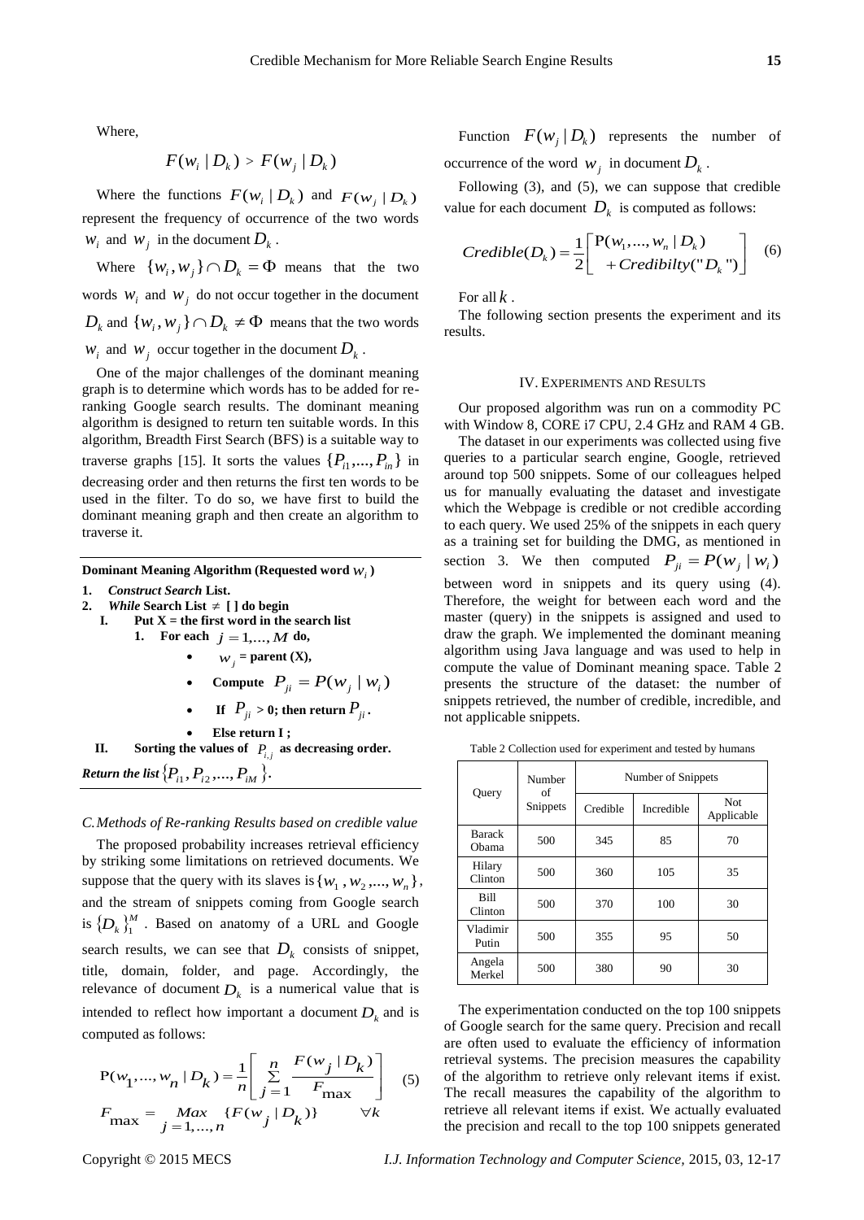Where,

$$F(w_i \mid D_k) > F(w_j \mid D_k)$$

Where the functions $F(w_i \mid D_k)$ and $F(w_j \mid D_k)$ represent the frequency of occurrence of the two words $w_i$ and $w_j$ in the document $D_k$.

Where $\{w_i, w_j\} \cap D_k = \Phi$ means that the two words $w_i$ and $w_j$ do not occur together in the document $D_k$ and $\{w_i, w_j\} \cap D_k \neq \Phi$ means that the two words $w_i$ and $w_j$ occur together in the document $D_k$.

One of the major challenges of the dominant meaning graph is to determine which words has to be added for re-ranking Google search results. The dominant meaning algorithm is designed to return ten suitable words. In this algorithm, Breadth First Search (BFS) is a suitable way to traverse graphs [15]. It sorts the values $\{P_{i1},...,P_{in}\}$ in decreasing order and then returns the first ten words to be used in the filter. To do so, we have first to build the dominant meaning graph and then create an algorithm to traverse it.

**Dominant Meaning Algorithm (Requested word $w_i$)**

1. ***Construct Search* List.**
2. ***While* Search List ≠ [ ] do begin**
   - **I. Put X = the first word in the search list**
     1. **For each $j = 1,..., M$ do,**
        - **$w_j$ = parent (X),**
        - **Compute $P_{ji} = P(w_j \mid w_i)$**
        - **If $P_{ji}$ > 0; then return $P_{ji}$.**
        - **Else return I ;**
   - **II. Sorting the values of $P_{i,j}$ as decreasing order.**

***Return the list*** $\{P_{i1}, P_{i2},..., P_{iM}\}$.

### C. Methods of Re-ranking Results based on credible value

The proposed probability increases retrieval efficiency by striking some limitations on retrieved documents. We suppose that the query with its slaves is $\{w_1, w_2,..., w_n\}$, and the stream of snippets coming from Google search is $\{D_k\}_1^M$. Based on anatomy of a URL and Google search results, we can see that $D_k$ consists of snippet, title, domain, folder, and page. Accordingly, the relevance of document $D_k$ is a numerical value that is intended to reflect how important a document $D_k$ and is computed as follows:

$$\mathrm{P}(w_1,...,w_n \mid D_k) = \frac{1}{n}\left[\sum_{j=1}^{n} \frac{F(w_j \mid D_k)}{F_{\max}}\right] \quad (5)$$
$$F_{\max} = \underset{j=1,...,n}{Max} \{F(w_j \mid D_k)\} \qquad \forall k$$

Function $F(w_j \mid D_k)$ represents the number of occurrence of the word $w_j$ in document $D_k$.

Following (3), and (5), we can suppose that credible value for each document $D_k$ is computed as follows:

$$Credible(D_k) = \frac{1}{2}\left[\begin{array}{l}\mathrm{P}(w_1,...,w_n \mid D_k) \\ +Credibilty("D_k")\end{array}\right] \quad (6)$$

For all $k$.

The following section presents the experiment and its results.

## IV. Experiments and Results

Our proposed algorithm was run on a commodity PC with Window 8, CORE i7 CPU, 2.4 GHz and RAM 4 GB.

The dataset in our experiments was collected using five queries to a particular search engine, Google, retrieved around top 500 snippets. Some of our colleagues helped us for manually evaluating the dataset and investigate which the Webpage is credible or not credible according to each query. We used 25% of the snippets in each query as a training set for building the DMG, as mentioned in section 3. We then computed $P_{ji} = P(w_j \mid w_i)$ between word in snippets and its query using (4). Therefore, the weight for between each word and the master (query) in the snippets is assigned and used to draw the graph. We implemented the dominant meaning algorithm using Java language and was used to help in compute the value of Dominant meaning space. Table 2 presents the structure of the dataset: the number of snippets retrieved, the number of credible, incredible, and not applicable snippets.

Table 2 Collection used for experiment and tested by humans

| Query | Number of Snippets | Number of Snippets | | |
|---|---|---|---|---|
| | | Credible | Incredible | Not Applicable |
| Barack Obama | 500 | 345 | 85 | 70 |
| Hilary Clinton | 500 | 360 | 105 | 35 |
| Bill Clinton | 500 | 370 | 100 | 30 |
| Vladimir Putin | 500 | 355 | 95 | 50 |
| Angela Merkel | 500 | 380 | 90 | 30 |

The experimentation conducted on the top 100 snippets of Google search for the same query. Precision and recall are often used to evaluate the efficiency of information retrieval systems. The precision measures the capability of the algorithm to retrieve only relevant items if exist. The recall measures the capability of the algorithm to retrieve all relevant items if exist. We actually evaluated the precision and recall to the top 100 snippets generated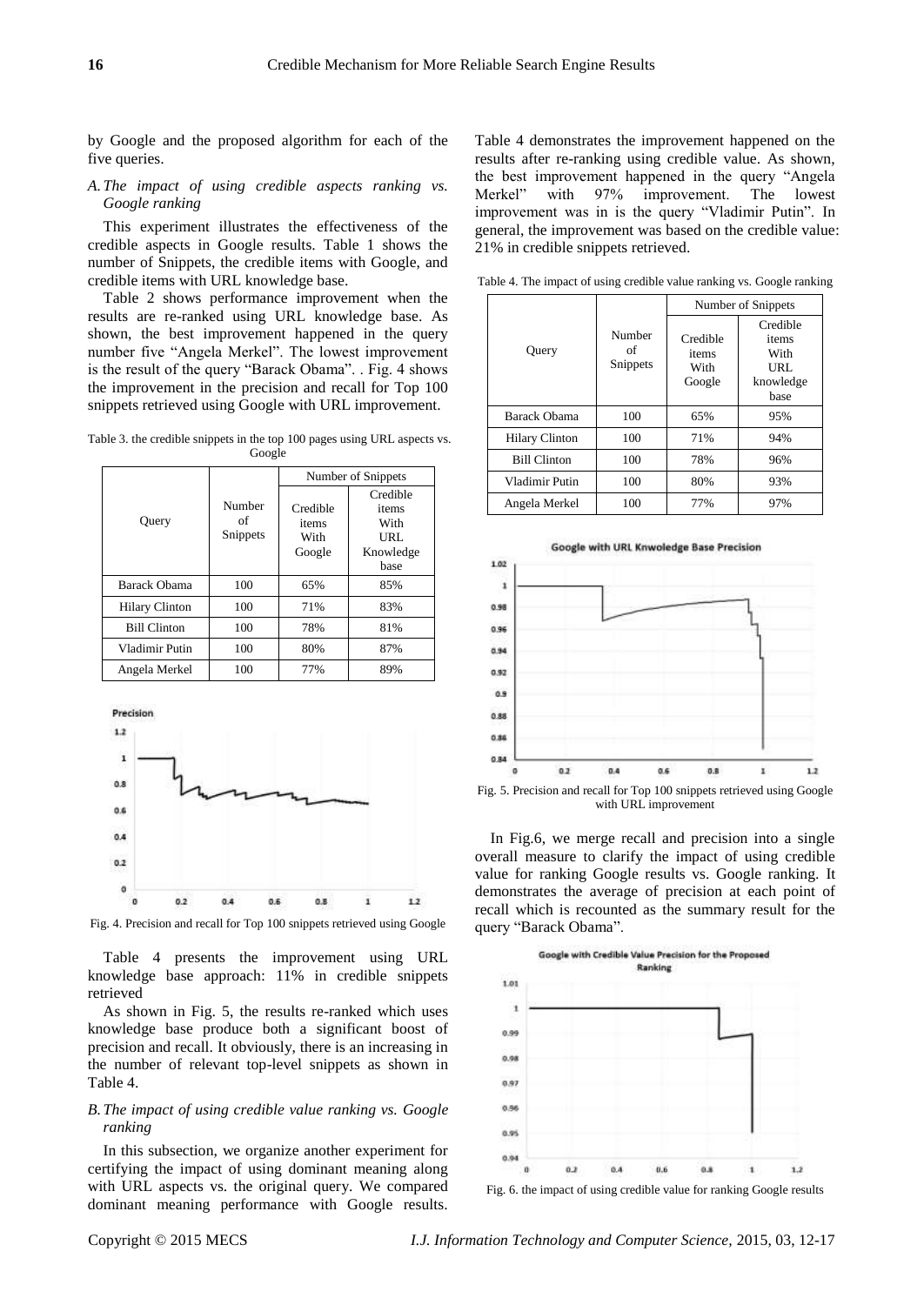by Google and the proposed algorithm for each of the five queries.

### *A. The impact of using credible aspects ranking vs. Google ranking*

This experiment illustrates the effectiveness of the credible aspects in Google results. Table 1 shows the number of Snippets, the credible items with Google, and credible items with URL knowledge base.

Table 2 shows performance improvement when the results are re-ranked using URL knowledge base. As shown, the best improvement happened in the query number five "Angela Merkel". The lowest improvement is the result of the query "Barack Obama". . Fig. 4 shows the improvement in the precision and recall for Top 100 snippets retrieved using Google with URL improvement.

Table 3. the credible snippets in the top 100 pages using URL aspects vs. Google

| Query | Number of Snippets | Number of Snippets | |
|---|---|---|---|
| | | Credible items With Google | Credible items With URL Knowledge base |
| Barack Obama | 100 | 65% | 85% |
| Hilary Clinton | 100 | 71% | 83% |
| Bill Clinton | 100 | 78% | 81% |
| Vladimir Putin | 100 | 80% | 87% |
| Angela Merkel | 100 | 77% | 89% |

Fig. 4. Precision and recall for Top 100 snippets retrieved using Google

Table 4 presents the improvement using URL knowledge base approach: 11% in credible snippets retrieved

As shown in Fig. 5, the results re-ranked which uses knowledge base produce both a significant boost of precision and recall. It obviously, there is an increasing in the number of relevant top-level snippets as shown in Table 4.

### *B. The impact of using credible value ranking vs. Google ranking*

In this subsection, we organize another experiment for certifying the impact of using dominant meaning along with URL aspects vs. the original query. We compared dominant meaning performance with Google results. Table 4 demonstrates the improvement happened on the results after re-ranking using credible value. As shown, the best improvement happened in the query "Angela Merkel" with 97% improvement. The lowest improvement was in is the query "Vladimir Putin". In general, the improvement was based on the credible value: 21% in credible snippets retrieved.

Table 4. The impact of using credible value ranking vs. Google ranking

| Query | Number of Snippets | Number of Snippets | |
|---|---|---|---|
| | | Credible items With Google | Credible items With URL knowledge base |
| Barack Obama | 100 | 65% | 95% |
| Hilary Clinton | 100 | 71% | 94% |
| Bill Clinton | 100 | 78% | 96% |
| Vladimir Putin | 100 | 80% | 93% |
| Angela Merkel | 100 | 77% | 97% |

Fig. 5. Precision and recall for Top 100 snippets retrieved using Google with URL improvement

In Fig.6, we merge recall and precision into a single overall measure to clarify the impact of using credible value for ranking Google results vs. Google ranking. It demonstrates the average of precision at each point of recall which is recounted as the summary result for the query "Barack Obama".

Fig. 6. the impact of using credible value for ranking Google results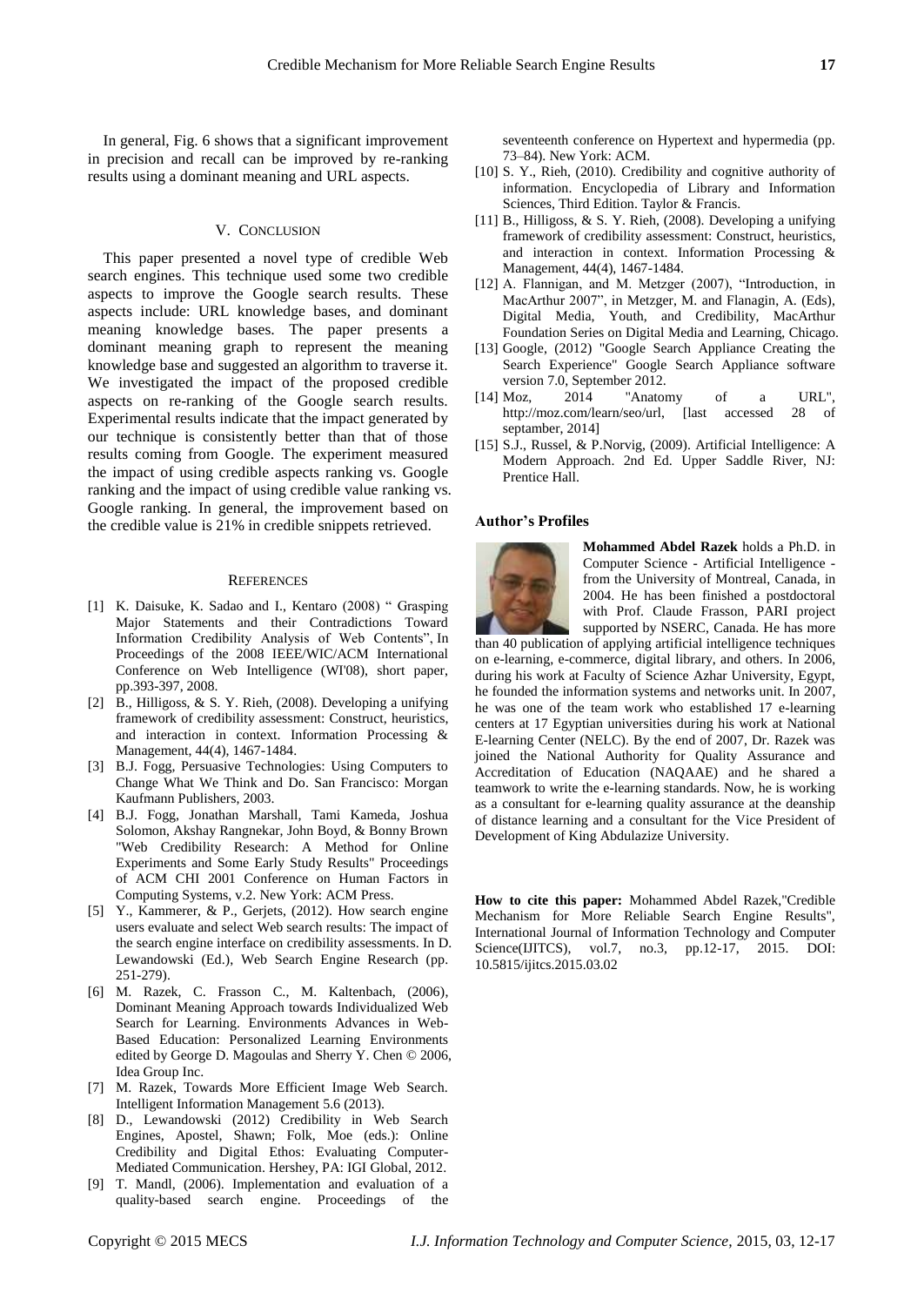In general, Fig. 6 shows that a significant improvement in precision and recall can be improved by re-ranking results using a dominant meaning and URL aspects.

## V. Conclusion

This paper presented a novel type of credible Web search engines. This technique used some two credible aspects to improve the Google search results. These aspects include: URL knowledge bases, and dominant meaning knowledge bases. The paper presents a dominant meaning graph to represent the meaning knowledge base and suggested an algorithm to traverse it. We investigated the impact of the proposed credible aspects on re-ranking of the Google search results. Experimental results indicate that the impact generated by our technique is consistently better than that of those results coming from Google. The experiment measured the impact of using credible aspects ranking vs. Google ranking and the impact of using credible value ranking vs. Google ranking. In general, the improvement based on the credible value is 21% in credible snippets retrieved.

## References

[1] K. Daisuke, K. Sadao and I., Kentaro (2008) " Grasping Major Statements and their Contradictions Toward Information Credibility Analysis of Web Contents", In Proceedings of the 2008 IEEE/WIC/ACM International Conference on Web Intelligence (WI'08), short paper, pp.393-397, 2008.

[2] B., Hilligoss, & S. Y. Rieh, (2008). Developing a unifying framework of credibility assessment: Construct, heuristics, and interaction in context. Information Processing & Management, 44(4), 1467-1484.

[3] B.J. Fogg, Persuasive Technologies: Using Computers to Change What We Think and Do. San Francisco: Morgan Kaufmann Publishers, 2003.

[4] B.J. Fogg, Jonathan Marshall, Tami Kameda, Joshua Solomon, Akshay Rangnekar, John Boyd, & Bonny Brown "Web Credibility Research: A Method for Online Experiments and Some Early Study Results" Proceedings of ACM CHI 2001 Conference on Human Factors in Computing Systems, v.2. New York: ACM Press.

[5] Y., Kammerer, & P., Gerjets, (2012). How search engine users evaluate and select Web search results: The impact of the search engine interface on credibility assessments. In D. Lewandowski (Ed.), Web Search Engine Research (pp. 251-279).

[6] M. Razek, C. Frasson C., M. Kaltenbach, (2006), Dominant Meaning Approach towards Individualized Web Search for Learning. Environments Advances in Web-Based Education: Personalized Learning Environments edited by George D. Magoulas and Sherry Y. Chen © 2006, Idea Group Inc.

[7] M. Razek, Towards More Efficient Image Web Search. Intelligent Information Management 5.6 (2013).

[8] D., Lewandowski (2012) Credibility in Web Search Engines, Apostel, Shawn; Folk, Moe (eds.): Online Credibility and Digital Ethos: Evaluating Computer-Mediated Communication. Hershey, PA: IGI Global, 2012.

[9] T. Mandl, (2006). Implementation and evaluation of a quality-based search engine. Proceedings of the seventeenth conference on Hypertext and hypermedia (pp. 73–84). New York: ACM.

[10] S. Y., Rieh, (2010). Credibility and cognitive authority of information. Encyclopedia of Library and Information Sciences, Third Edition. Taylor & Francis.

[11] B., Hilligoss, & S. Y. Rieh, (2008). Developing a unifying framework of credibility assessment: Construct, heuristics, and interaction in context. Information Processing & Management, 44(4), 1467-1484.

[12] A. Flannigan, and M. Metzger (2007), "Introduction, in MacArthur 2007", in Metzger, M. and Flanagin, A. (Eds), Digital Media, Youth, and Credibility, MacArthur Foundation Series on Digital Media and Learning, Chicago.

[13] Google, (2012) "Google Search Appliance Creating the Search Experience" Google Search Appliance software version 7.0, September 2012.

[14] Moz, 2014 "Anatomy of a URL", http://moz.com/learn/seo/url, [last accessed 28 of septamber, 2014]

[15] S.J., Russel, & P.Norvig, (2009). Artificial Intelligence: A Modern Approach. 2nd Ed. Upper Saddle River, NJ: Prentice Hall.

### Author's Profiles

**Mohammed Abdel Razek** holds a Ph.D. in Computer Science - Artificial Intelligence - from the University of Montreal, Canada, in 2004. He has been finished a postdoctoral with Prof. Claude Frasson, PARI project supported by NSERC, Canada. He has more than 40 publication of applying artificial intelligence techniques on e-learning, e-commerce, digital library, and others. In 2006, during his work at Faculty of Science Azhar University, Egypt, he founded the information systems and networks unit. In 2007, he was one of the team work who established 17 e-learning centers at 17 Egyptian universities during his work at National E-learning Center (NELC). By the end of 2007, Dr. Razek was joined the National Authority for Quality Assurance and Accreditation of Education (NAQAAE) and he shared a teamwork to write the e-learning standards. Now, he is working as a consultant for e-learning quality assurance at the deanship of distance learning and a consultant for the Vice President of Development of King Abdulazize University.

**How to cite this paper:** Mohammed Abdel Razek,"Credible Mechanism for More Reliable Search Engine Results", International Journal of Information Technology and Computer Science(IJITCS), vol.7, no.3, pp.12-17, 2015. DOI: 10.5815/ijitcs.2015.03.02